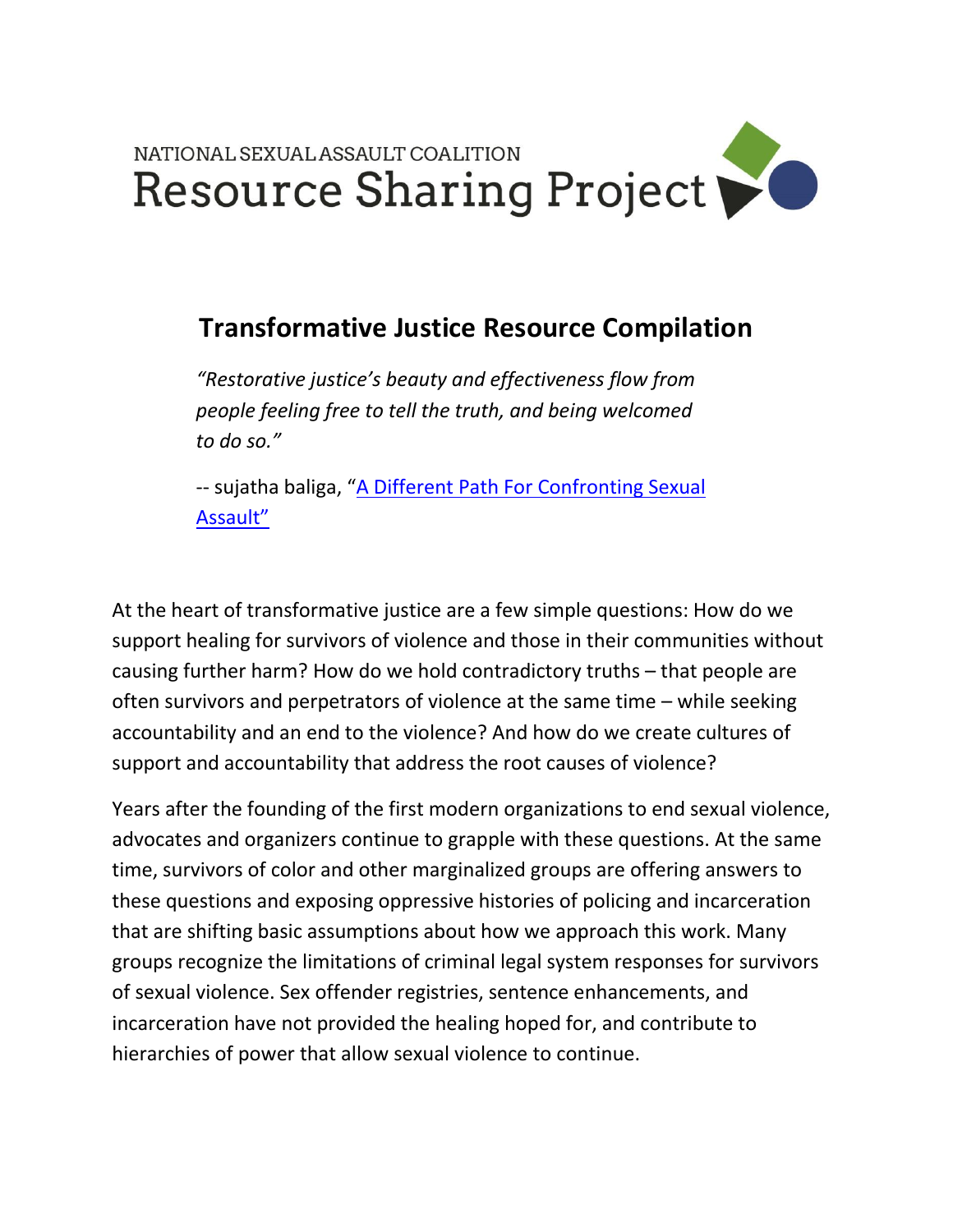NATIONAL SEXUAL ASSAULT COALITION

Resource Sharing Project

# Transformative Justice Resource Compilation

*"Restorative justice's beauty and effectiveness flow from people feeling free to tell the truth, and being welcomed to do so."*

-- sujatha baliga, "A Different Path For Confronting Sexual Assault"

At the heart of transformative justice are a few simple questions: How do we support healing for survivors of violence and those in their communities without causing further harm? How do we hold contradictory truths – that people are often survivors and perpetrators of violence at the same time – while seeking accountability and an end to the violence? And how do we create cultures of support and accountability that address the root causes of violence?

Years after the founding of the first modern organizations to end sexual violence, advocates and organizers continue to grapple with these questions. At the same time, survivors of color and other marginalized groups are offering answers to these questions and exposing oppressive histories of policing and incarceration that are shifting basic assumptions about how we approach this work. Many groups recognize the limitations of criminal legal system responses for survivors of sexual violence. Sex offender registries, sentence enhancements, and incarceration have not provided the healing hoped for, and contribute to hierarchies of power that allow sexual violence to continue.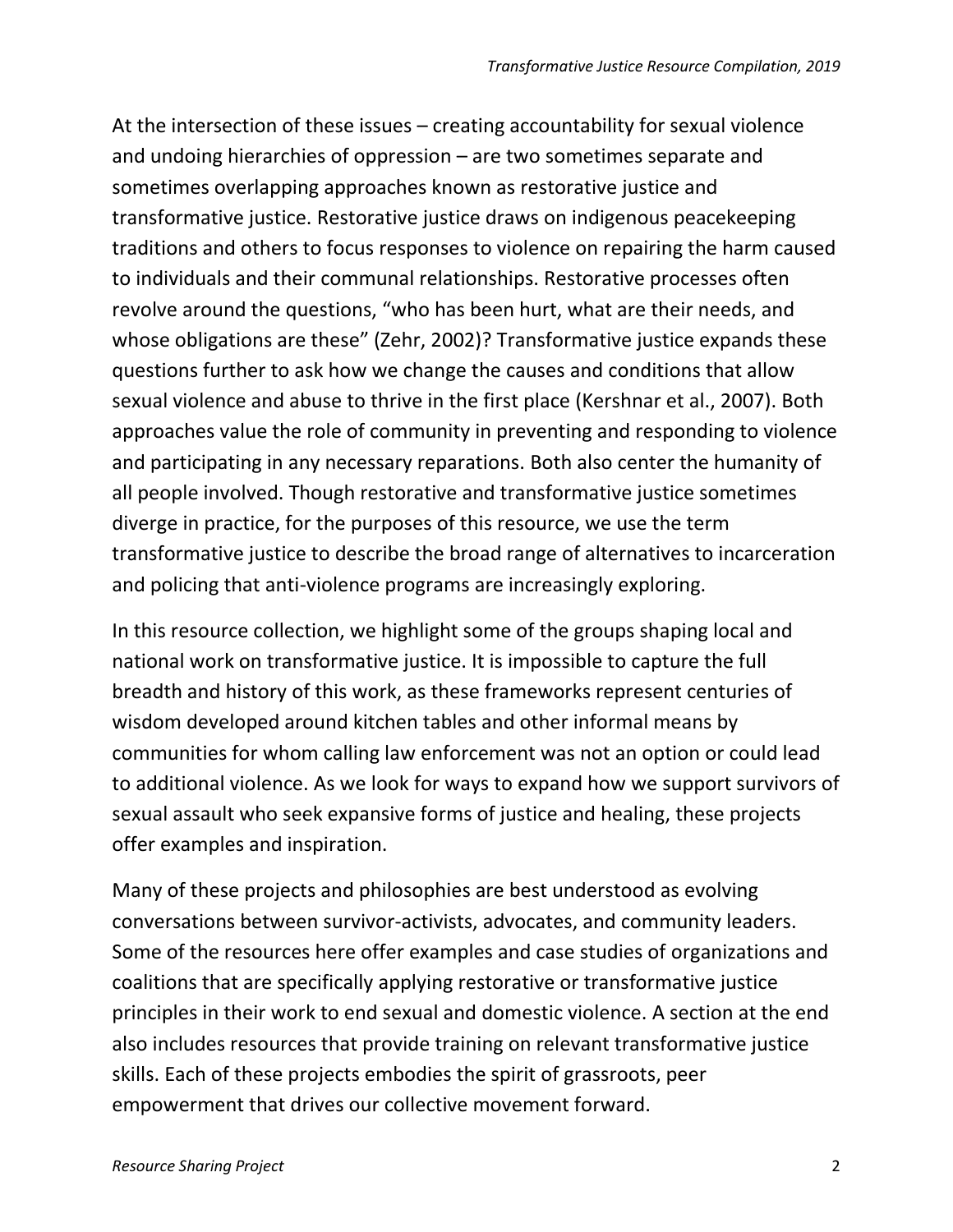At the intersection of these issues – creating accountability for sexual violence and undoing hierarchies of oppression – are two sometimes separate and sometimes overlapping approaches known as restorative justice and transformative justice. Restorative justice draws on indigenous peacekeeping traditions and others to focus responses to violence on repairing the harm caused to individuals and their communal relationships. Restorative processes often revolve around the questions, "who has been hurt, what are their needs, and whose obligations are these" (Zehr, 2002)? Transformative justice expands these questions further to ask how we change the causes and conditions that allow sexual violence and abuse to thrive in the first place (Kershnar et al., 2007). Both approaches value the role of community in preventing and responding to violence and participating in any necessary reparations. Both also center the humanity of all people involved. Though restorative and transformative justice sometimes diverge in practice, for the purposes of this resource, we use the term transformative justice to describe the broad range of alternatives to incarceration and policing that anti-violence programs are increasingly exploring.

In this resource collection, we highlight some of the groups shaping local and national work on transformative justice. It is impossible to capture the full breadth and history of this work, as these frameworks represent centuries of wisdom developed around kitchen tables and other informal means by communities for whom calling law enforcement was not an option or could lead to additional violence. As we look for ways to expand how we support survivors of sexual assault who seek expansive forms of justice and healing, these projects offer examples and inspiration.

Many of these projects and philosophies are best understood as evolving conversations between survivor-activists, advocates, and community leaders. Some of the resources here offer examples and case studies of organizations and coalitions that are specifically applying restorative or transformative justice principles in their work to end sexual and domestic violence. A section at the end also includes resources that provide training on relevant transformative justice skills. Each of these projects embodies the spirit of grassroots, peer empowerment that drives our collective movement forward.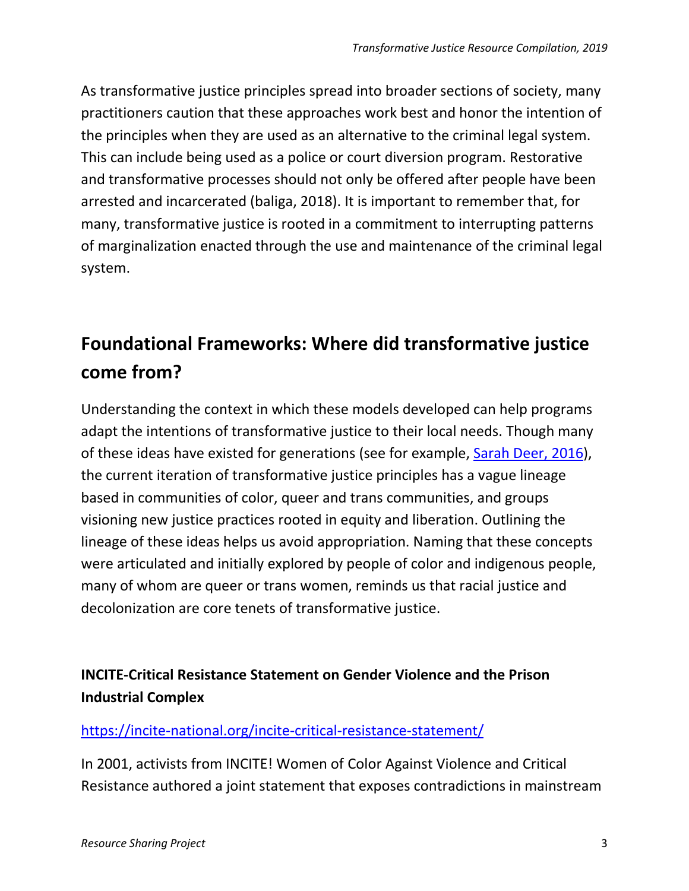As transformative justice principles spread into broader sections of society, many practitioners caution that these approaches work best and honor the intention of the principles when they are used as an alternative to the criminal legal system. This can include being used as a police or court diversion program. Restorative and transformative processes should not only be offered after people have been arrested and incarcerated (baliga, 2018). It is important to remember that, for many, transformative justice is rooted in a commitment to interrupting patterns of marginalization enacted through the use and maintenance of the criminal legal system.

## Foundational Frameworks: Where did transformative justice come from?

Understanding the context in which these models developed can help programs adapt the intentions of transformative justice to their local needs. Though many of these ideas have existed for generations (see for example, [Sarah Deer, 2016](#)), the current iteration of transformative justice principles has a vague lineage based in communities of color, queer and trans communities, and groups visioning new justice practices rooted in equity and liberation. Outlining the lineage of these ideas helps us avoid appropriation. Naming that these concepts were articulated and initially explored by people of color and indigenous people, many of whom are queer or trans women, reminds us that racial justice and decolonization are core tenets of transformative justice.

### INCITE-Critical Resistance Statement on Gender Violence and the Prison Industrial Complex

https://incite-national.org/incite-critical-resistance-statement/

In 2001, activists from INCITE! Women of Color Against Violence and Critical Resistance authored a joint statement that exposes contradictions in mainstream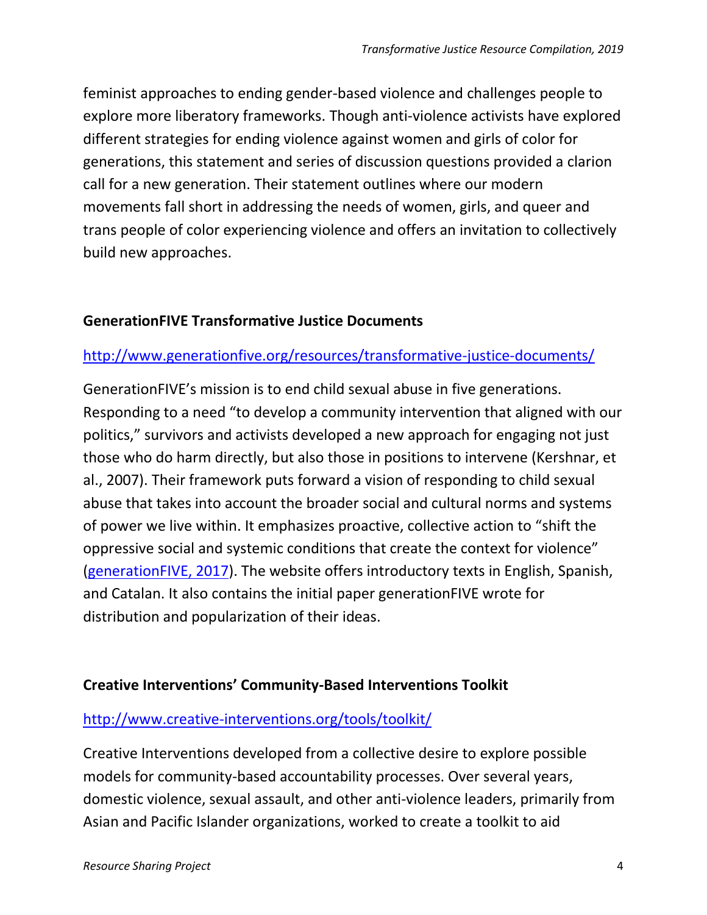feminist approaches to ending gender-based violence and challenges people to explore more liberatory frameworks. Though anti-violence activists have explored different strategies for ending violence against women and girls of color for generations, this statement and series of discussion questions provided a clarion call for a new generation. Their statement outlines where our modern movements fall short in addressing the needs of women, girls, and queer and trans people of color experiencing violence and offers an invitation to collectively build new approaches.

**GenerationFIVE Transformative Justice Documents**

[http://www.generationfive.org/resources/transformative-justice-documents/](http://www.generationfive.org/resources/transformative-justice-documents/)

GenerationFIVE's mission is to end child sexual abuse in five generations. Responding to a need "to develop a community intervention that aligned with our politics," survivors and activists developed a new approach for engaging not just those who do harm directly, but also those in positions to intervene (Kershnar, et al., 2007). Their framework puts forward a vision of responding to child sexual abuse that takes into account the broader social and cultural norms and systems of power we live within. It emphasizes proactive, collective action to "shift the oppressive social and systemic conditions that create the context for violence" (generationFIVE, 2017). The website offers introductory texts in English, Spanish, and Catalan. It also contains the initial paper generationFIVE wrote for distribution and popularization of their ideas.

**Creative Interventions' Community-Based Interventions Toolkit**

[http://www.creative-interventions.org/tools/toolkit/](http://www.creative-interventions.org/tools/toolkit/)

Creative Interventions developed from a collective desire to explore possible models for community-based accountability processes. Over several years, domestic violence, sexual assault, and other anti-violence leaders, primarily from Asian and Pacific Islander organizations, worked to create a toolkit to aid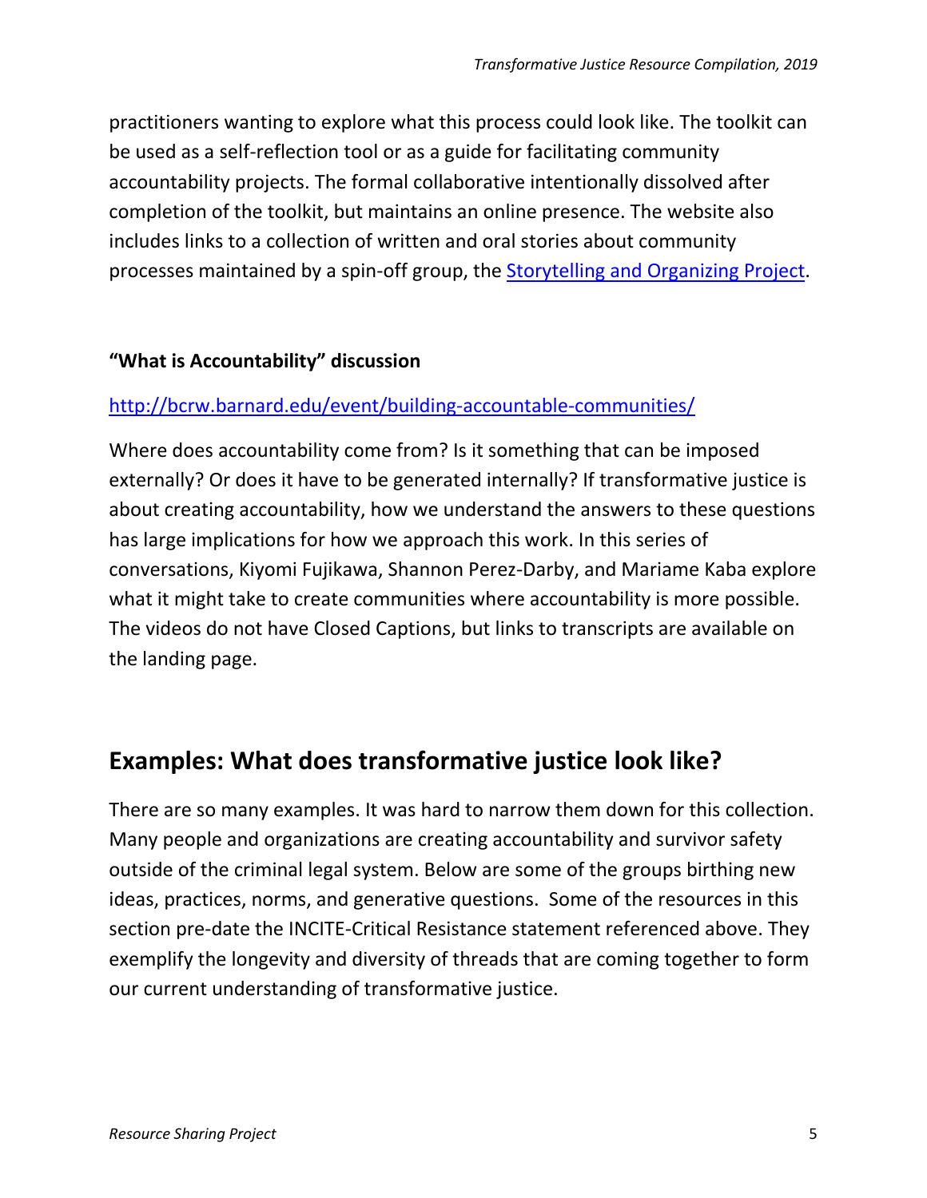practitioners wanting to explore what this process could look like. The toolkit can be used as a self-reflection tool or as a guide for facilitating community accountability projects. The formal collaborative intentionally dissolved after completion of the toolkit, but maintains an online presence. The website also includes links to a collection of written and oral stories about community processes maintained by a spin-off group, the [Storytelling and Organizing Project](#).

**"What is Accountability" discussion**

[http://bcrw.barnard.edu/event/building-accountable-communities/](http://bcrw.barnard.edu/event/building-accountable-communities/)

Where does accountability come from? Is it something that can be imposed externally? Or does it have to be generated internally? If transformative justice is about creating accountability, how we understand the answers to these questions has large implications for how we approach this work. In this series of conversations, Kiyomi Fujikawa, Shannon Perez-Darby, and Mariame Kaba explore what it might take to create communities where accountability is more possible. The videos do not have Closed Captions, but links to transcripts are available on the landing page.

## Examples: What does transformative justice look like?

There are so many examples. It was hard to narrow them down for this collection. Many people and organizations are creating accountability and survivor safety outside of the criminal legal system. Below are some of the groups birthing new ideas, practices, norms, and generative questions. Some of the resources in this section pre-date the INCITE-Critical Resistance statement referenced above. They exemplify the longevity and diversity of threads that are coming together to form our current understanding of transformative justice.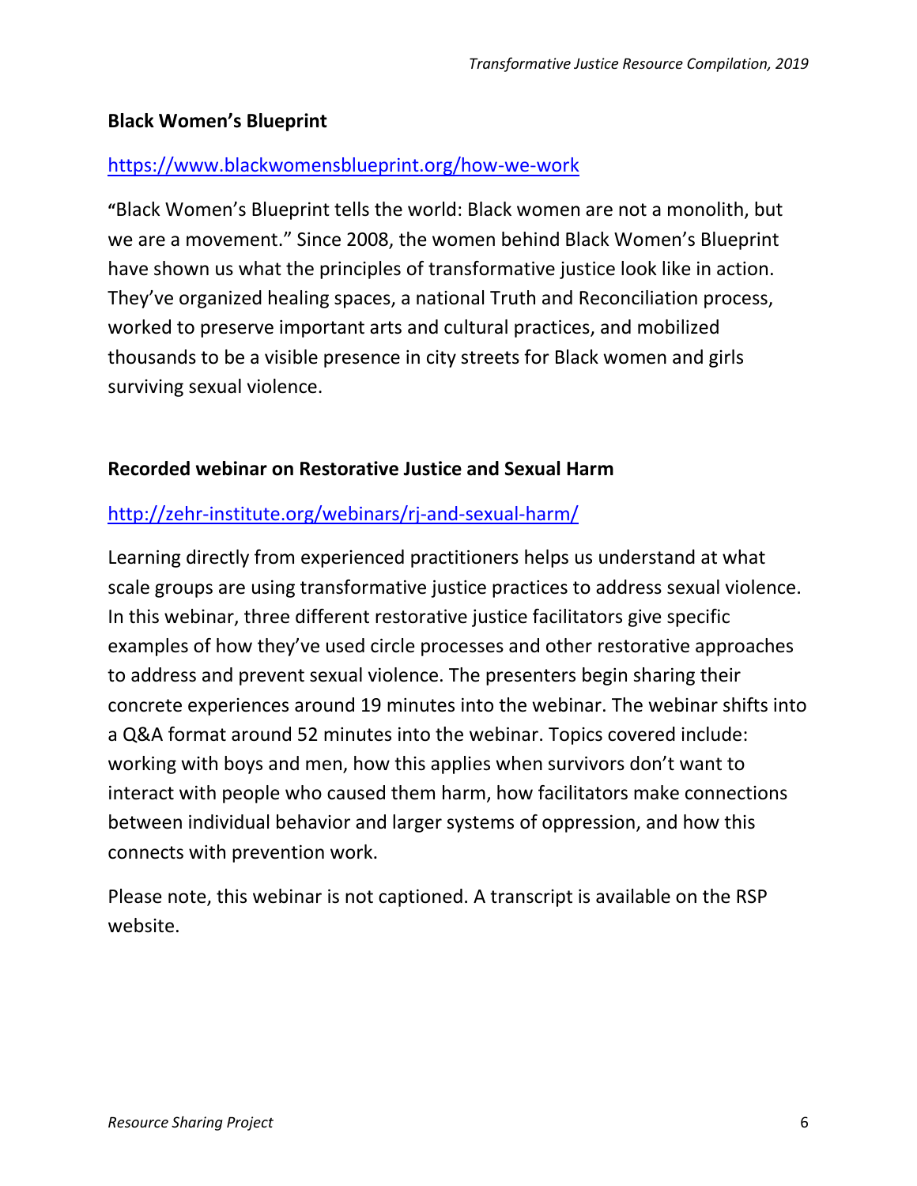**Black Women's Blueprint**

https://www.blackwomensblueprint.org/how-we-work

"Black Women's Blueprint tells the world: Black women are not a monolith, but we are a movement." Since 2008, the women behind Black Women's Blueprint have shown us what the principles of transformative justice look like in action. They've organized healing spaces, a national Truth and Reconciliation process, worked to preserve important arts and cultural practices, and mobilized thousands to be a visible presence in city streets for Black women and girls surviving sexual violence.

**Recorded webinar on Restorative Justice and Sexual Harm**

http://zehr-institute.org/webinars/rj-and-sexual-harm/

Learning directly from experienced practitioners helps us understand at what scale groups are using transformative justice practices to address sexual violence. In this webinar, three different restorative justice facilitators give specific examples of how they've used circle processes and other restorative approaches to address and prevent sexual violence. The presenters begin sharing their concrete experiences around 19 minutes into the webinar. The webinar shifts into a Q&A format around 52 minutes into the webinar. Topics covered include: working with boys and men, how this applies when survivors don't want to interact with people who caused them harm, how facilitators make connections between individual behavior and larger systems of oppression, and how this connects with prevention work.

Please note, this webinar is not captioned. A transcript is available on the RSP website.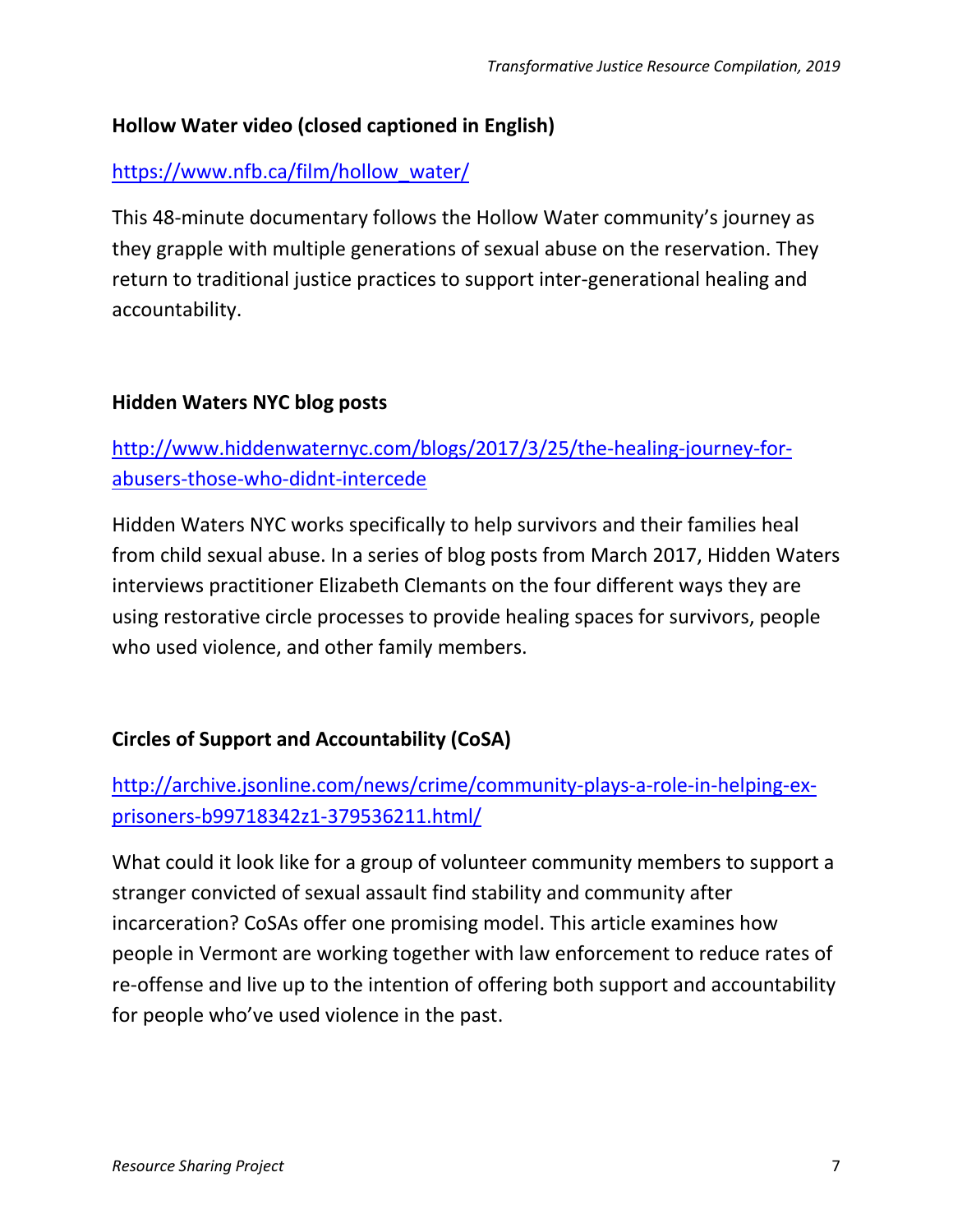**Hollow Water video (closed captioned in English)**

https://www.nfb.ca/film/hollow_water/

This 48-minute documentary follows the Hollow Water community's journey as they grapple with multiple generations of sexual abuse on the reservation. They return to traditional justice practices to support inter-generational healing and accountability.

**Hidden Waters NYC blog posts**

http://www.hiddenwaternyc.com/blogs/2017/3/25/the-healing-journey-for-abusers-those-who-didnt-intercede

Hidden Waters NYC works specifically to help survivors and their families heal from child sexual abuse. In a series of blog posts from March 2017, Hidden Waters interviews practitioner Elizabeth Clemants on the four different ways they are using restorative circle processes to provide healing spaces for survivors, people who used violence, and other family members.

**Circles of Support and Accountability (CoSA)**

http://archive.jsonline.com/news/crime/community-plays-a-role-in-helping-ex-prisoners-b99718342z1-379536211.html/

What could it look like for a group of volunteer community members to support a stranger convicted of sexual assault find stability and community after incarceration? CoSAs offer one promising model. This article examines how people in Vermont are working together with law enforcement to reduce rates of re-offense and live up to the intention of offering both support and accountability for people who've used violence in the past.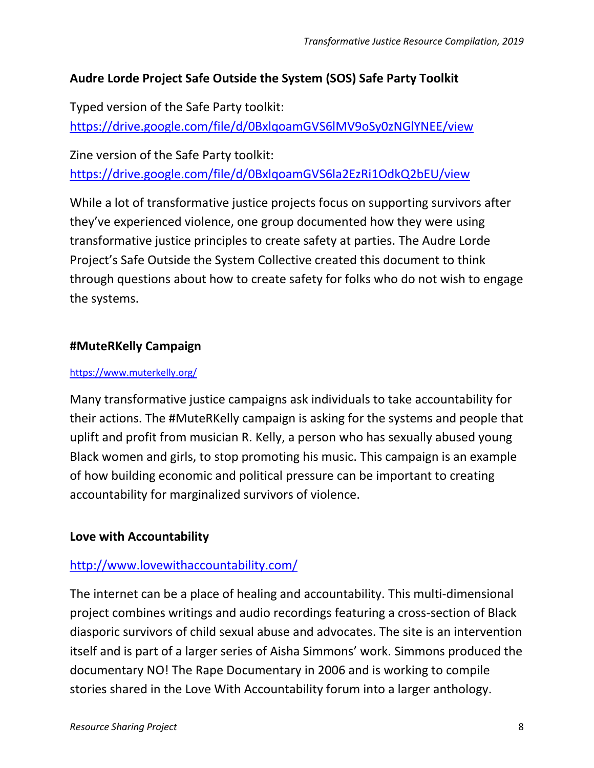### Audre Lorde Project Safe Outside the System (SOS) Safe Party Toolkit

Typed version of the Safe Party toolkit:
https://drive.google.com/file/d/0BxlqoamGVS6lMV9oSy0zNGlYNEE/view

Zine version of the Safe Party toolkit:
https://drive.google.com/file/d/0BxlqoamGVS6la2EzRi1OdkQ2bEU/view

While a lot of transformative justice projects focus on supporting survivors after they've experienced violence, one group documented how they were using transformative justice principles to create safety at parties. The Audre Lorde Project's Safe Outside the System Collective created this document to think through questions about how to create safety for folks who do not wish to engage the systems.

### #MuteRKelly Campaign

https://www.muterkelly.org/

Many transformative justice campaigns ask individuals to take accountability for their actions. The #MuteRKelly campaign is asking for the systems and people that uplift and profit from musician R. Kelly, a person who has sexually abused young Black women and girls, to stop promoting his music. This campaign is an example of how building economic and political pressure can be important to creating accountability for marginalized survivors of violence.

### Love with Accountability

http://www.lovewithaccountability.com/

The internet can be a place of healing and accountability. This multi-dimensional project combines writings and audio recordings featuring a cross-section of Black diasporic survivors of child sexual abuse and advocates. The site is an intervention itself and is part of a larger series of Aisha Simmons' work. Simmons produced the documentary NO! The Rape Documentary in 2006 and is working to compile stories shared in the Love With Accountability forum into a larger anthology.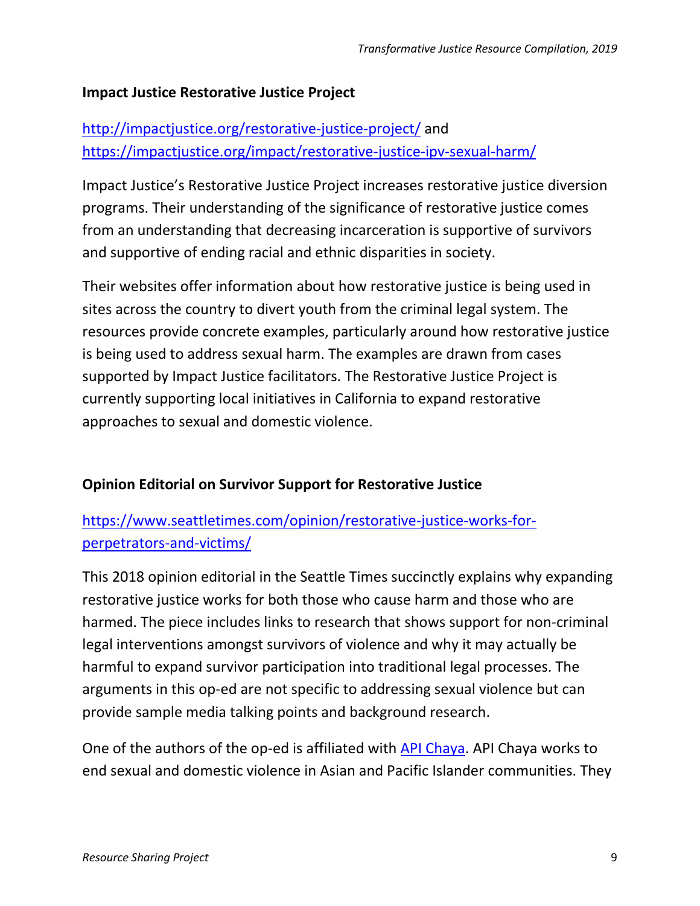### Impact Justice Restorative Justice Project

[http://impactjustice.org/restorative-justice-project/](http://impactjustice.org/restorative-justice-project/) and [https://impactjustice.org/impact/restorative-justice-ipv-sexual-harm/](https://impactjustice.org/impact/restorative-justice-ipv-sexual-harm/)

Impact Justice's Restorative Justice Project increases restorative justice diversion programs. Their understanding of the significance of restorative justice comes from an understanding that decreasing incarceration is supportive of survivors and supportive of ending racial and ethnic disparities in society.

Their websites offer information about how restorative justice is being used in sites across the country to divert youth from the criminal legal system. The resources provide concrete examples, particularly around how restorative justice is being used to address sexual harm. The examples are drawn from cases supported by Impact Justice facilitators. The Restorative Justice Project is currently supporting local initiatives in California to expand restorative approaches to sexual and domestic violence.

### Opinion Editorial on Survivor Support for Restorative Justice

[https://www.seattletimes.com/opinion/restorative-justice-works-for-perpetrators-and-victims/](https://www.seattletimes.com/opinion/restorative-justice-works-for-perpetrators-and-victims/)

This 2018 opinion editorial in the Seattle Times succinctly explains why expanding restorative justice works for both those who cause harm and those who are harmed. The piece includes links to research that shows support for non-criminal legal interventions amongst survivors of violence and why it may actually be harmful to expand survivor participation into traditional legal processes. The arguments in this op-ed are not specific to addressing sexual violence but can provide sample media talking points and background research.

One of the authors of the op-ed is affiliated with API Chaya. API Chaya works to end sexual and domestic violence in Asian and Pacific Islander communities. They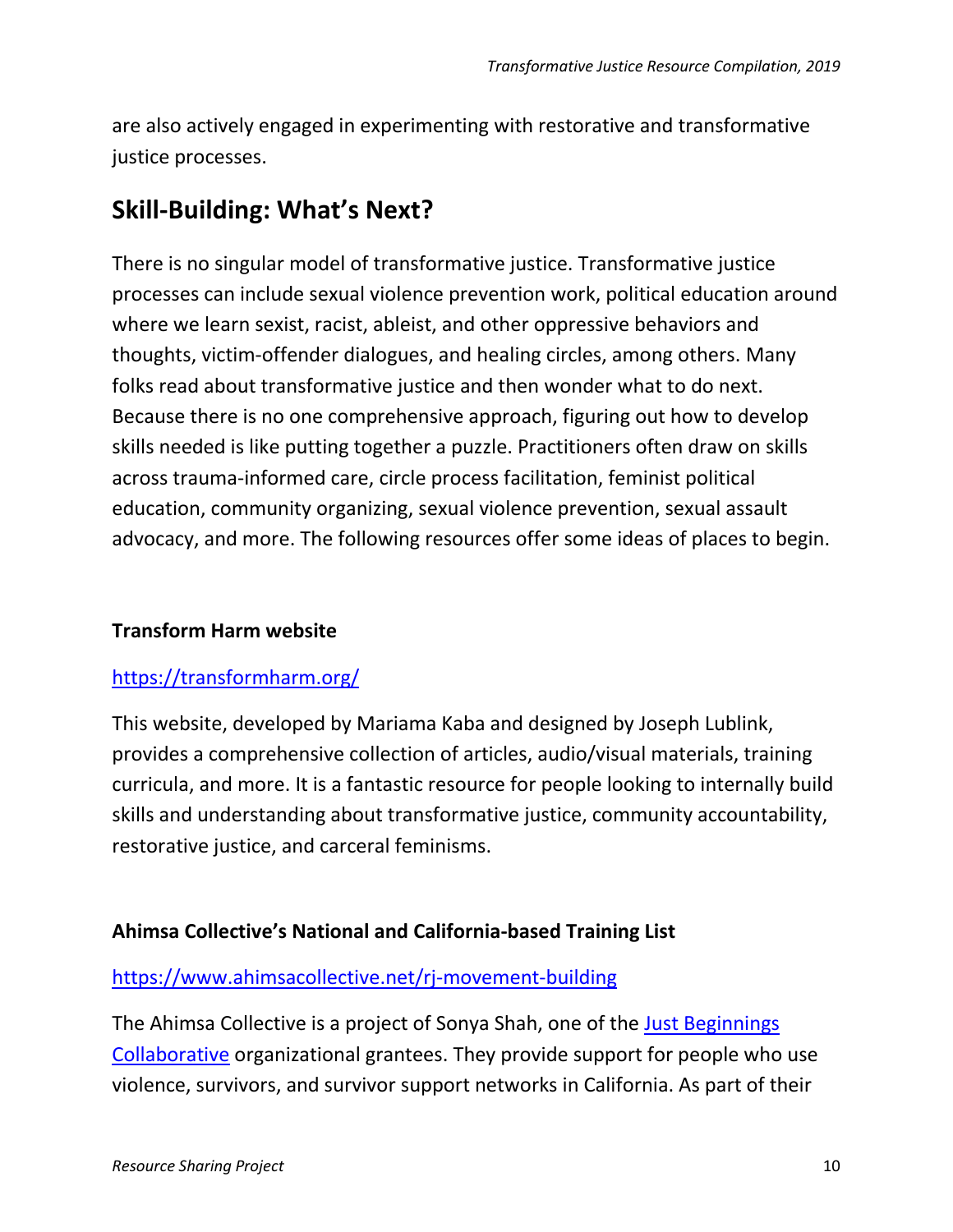are also actively engaged in experimenting with restorative and transformative justice processes.

## Skill-Building: What's Next?

There is no singular model of transformative justice. Transformative justice processes can include sexual violence prevention work, political education around where we learn sexist, racist, ableist, and other oppressive behaviors and thoughts, victim-offender dialogues, and healing circles, among others. Many folks read about transformative justice and then wonder what to do next. Because there is no one comprehensive approach, figuring out how to develop skills needed is like putting together a puzzle. Practitioners often draw on skills across trauma-informed care, circle process facilitation, feminist political education, community organizing, sexual violence prevention, sexual assault advocacy, and more. The following resources offer some ideas of places to begin.

**Transform Harm website**

[https://transformharm.org/](https://transformharm.org/)

This website, developed by Mariama Kaba and designed by Joseph Lublink, provides a comprehensive collection of articles, audio/visual materials, training curricula, and more. It is a fantastic resource for people looking to internally build skills and understanding about transformative justice, community accountability, restorative justice, and carceral feminisms.

**Ahimsa Collective's National and California-based Training List**

[https://www.ahimsacollective.net/rj-movement-building](https://www.ahimsacollective.net/rj-movement-building)

The Ahimsa Collective is a project of Sonya Shah, one of the [Just Beginnings Collaborative]() organizational grantees. They provide support for people who use violence, survivors, and survivor support networks in California. As part of their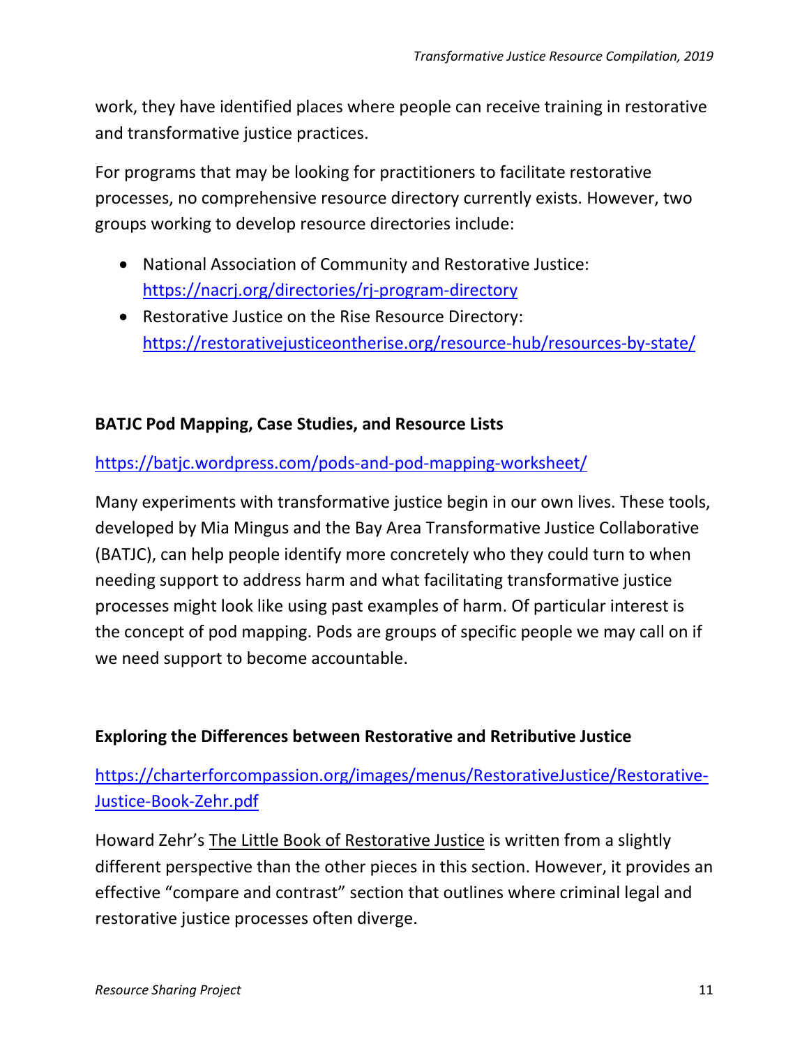work, they have identified places where people can receive training in restorative and transformative justice practices.

For programs that may be looking for practitioners to facilitate restorative processes, no comprehensive resource directory currently exists. However, two groups working to develop resource directories include:

- National Association of Community and Restorative Justice: https://nacrj.org/directories/rj-program-directory
- Restorative Justice on the Rise Resource Directory: https://restorativejusticeontherise.org/resource-hub/resources-by-state/

**BATJC Pod Mapping, Case Studies, and Resource Lists**

https://batjc.wordpress.com/pods-and-pod-mapping-worksheet/

Many experiments with transformative justice begin in our own lives. These tools, developed by Mia Mingus and the Bay Area Transformative Justice Collaborative (BATJC), can help people identify more concretely who they could turn to when needing support to address harm and what facilitating transformative justice processes might look like using past examples of harm. Of particular interest is the concept of pod mapping. Pods are groups of specific people we may call on if we need support to become accountable.

**Exploring the Differences between Restorative and Retributive Justice**

https://charterforcompassion.org/images/menus/RestorativeJustice/Restorative-Justice-Book-Zehr.pdf

Howard Zehr's The Little Book of Restorative Justice is written from a slightly different perspective than the other pieces in this section. However, it provides an effective "compare and contrast" section that outlines where criminal legal and restorative justice processes often diverge.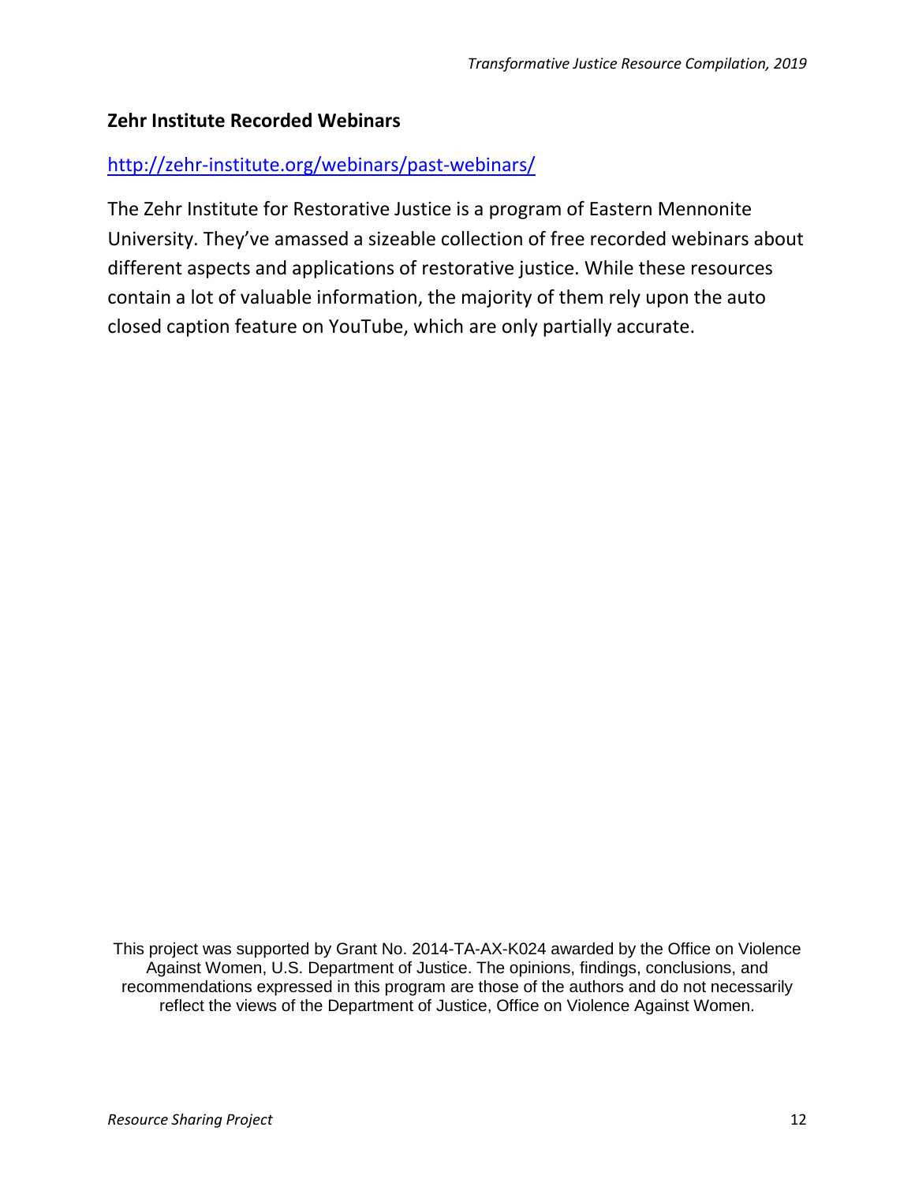### Zehr Institute Recorded Webinars

http://zehr-institute.org/webinars/past-webinars/

The Zehr Institute for Restorative Justice is a program of Eastern Mennonite University. They've amassed a sizeable collection of free recorded webinars about different aspects and applications of restorative justice. While these resources contain a lot of valuable information, the majority of them rely upon the auto closed caption feature on YouTube, which are only partially accurate.

This project was supported by Grant No. 2014-TA-AX-K024 awarded by the Office on Violence Against Women, U.S. Department of Justice. The opinions, findings, conclusions, and recommendations expressed in this program are those of the authors and do not necessarily reflect the views of the Department of Justice, Office on Violence Against Women.